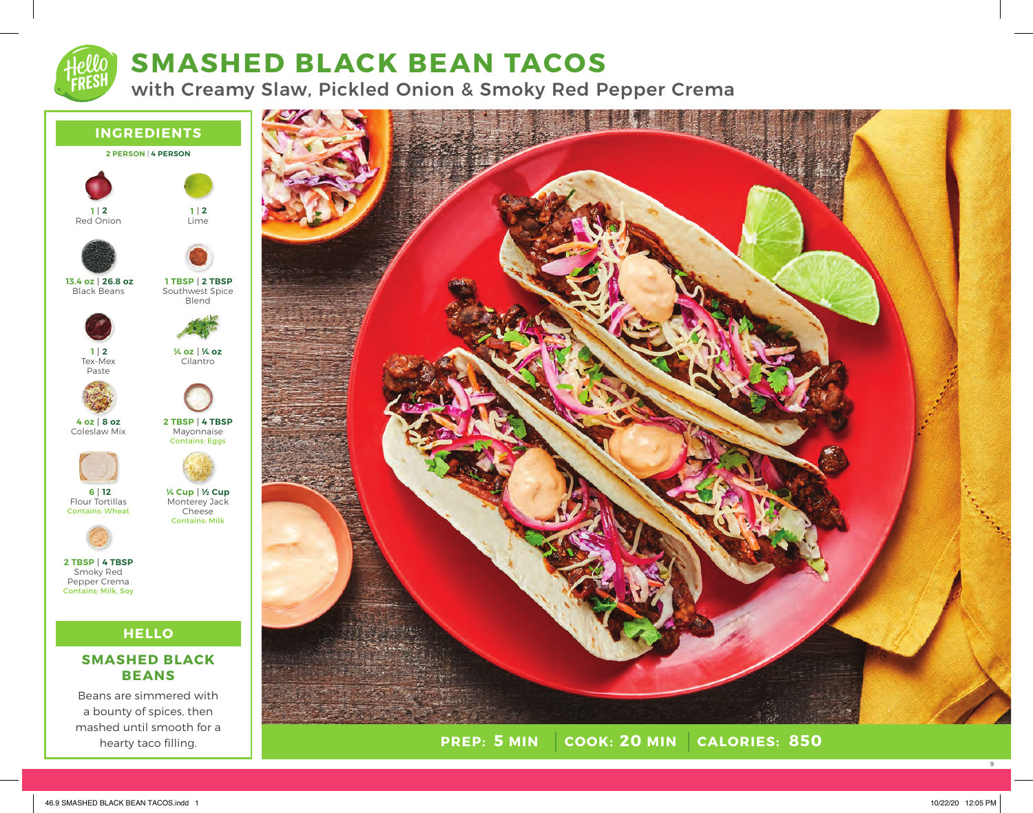# SMASHED BLACK BEAN TACOS

## with Creamy Slaw, Pickled Onion & Smoky Red Pepper Crema

## INGREDIENTS

**2 PERSON | 4 PERSON**

- **1 | 2** Red Onion
- **1 | 2** Lime
- **13.4 oz | 26.8 oz** Black Beans
- **1 TBSP | 2 TBSP** Southwest Spice Blend
- **1 | 2** Tex-Mex Paste
- **¼ oz | ¼ oz** Cilantro
- **4 oz | 8 oz** Coleslaw Mix
- **2 TBSP | 4 TBSP** Mayonnaise — Contains: Eggs
- **6 | 12** Flour Tortillas — Contains: Wheat
- **¼ Cup | ½ Cup** Monterey Jack Cheese — Contains: Milk
- **2 TBSP | 4 TBSP** Smoky Red Pepper Crema — Contains: Milk, Soy

## HELLO

### SMASHED BLACK BEANS

Beans are simmered with a bounty of spices, then mashed until smooth for a hearty taco filling.

**PREP: 5 MIN | COOK: 20 MIN | CALORIES: 850**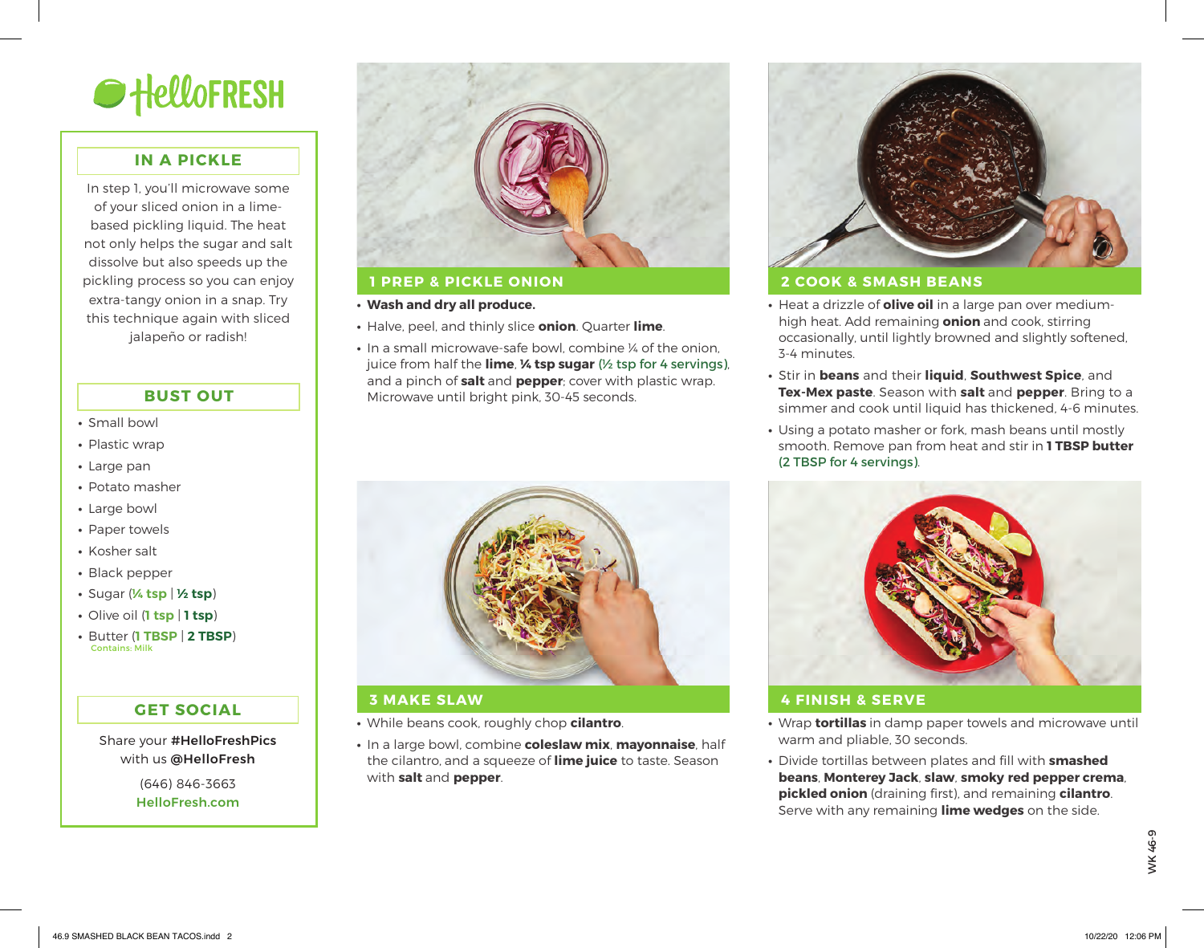# HelloFRESH

## IN A PICKLE

In step 1, you'll microwave some of your sliced onion in a lime-based pickling liquid. The heat not only helps the sugar and salt dissolve but also speeds up the pickling process so you can enjoy extra-tangy onion in a snap. Try this technique again with sliced jalapeño or radish!

## BUST OUT

- Small bowl
- Plastic wrap
- Large pan
- Potato masher
- Large bowl
- Paper towels
- Kosher salt
- Black pepper
- Sugar (**¼ tsp** | **½ tsp**)
- Olive oil (**1 tsp** | **1 tsp**)
- Butter (**1 TBSP** | **2 TBSP**)
  Contains: Milk

## GET SOCIAL

Share your **#HelloFreshPics** with us **@HelloFresh**

(646) 846-3663

HelloFresh.com

## 1 PREP & PICKLE ONION

- **Wash and dry all produce.**
- Halve, peel, and thinly slice **onion**. Quarter **lime**.
- In a small microwave-safe bowl, combine ¼ of the onion, juice from half the **lime**, **¼ tsp sugar** (½ tsp for 4 servings), and a pinch of **salt** and **pepper**; cover with plastic wrap. Microwave until bright pink, 30-45 seconds.

## 2 COOK & SMASH BEANS

- Heat a drizzle of **olive oil** in a large pan over medium-high heat. Add remaining **onion** and cook, stirring occasionally, until lightly browned and slightly softened, 3-4 minutes.
- Stir in **beans** and their **liquid**, **Southwest Spice**, and **Tex-Mex paste**. Season with **salt** and **pepper**. Bring to a simmer and cook until liquid has thickened, 4-6 minutes.
- Using a potato masher or fork, mash beans until mostly smooth. Remove pan from heat and stir in **1 TBSP butter** (2 TBSP for 4 servings).

## 3 MAKE SLAW

- While beans cook, roughly chop **cilantro**.
- In a large bowl, combine **coleslaw mix**, **mayonnaise**, half the cilantro, and a squeeze of **lime juice** to taste. Season with **salt** and **pepper**.

## 4 FINISH & SERVE

- Wrap **tortillas** in damp paper towels and microwave until warm and pliable, 30 seconds.
- Divide tortillas between plates and fill with **smashed beans**, **Monterey Jack**, **slaw**, **smoky red pepper crema**, **pickled onion** (draining first), and remaining **cilantro**. Serve with any remaining **lime wedges** on the side.

WK 46-9